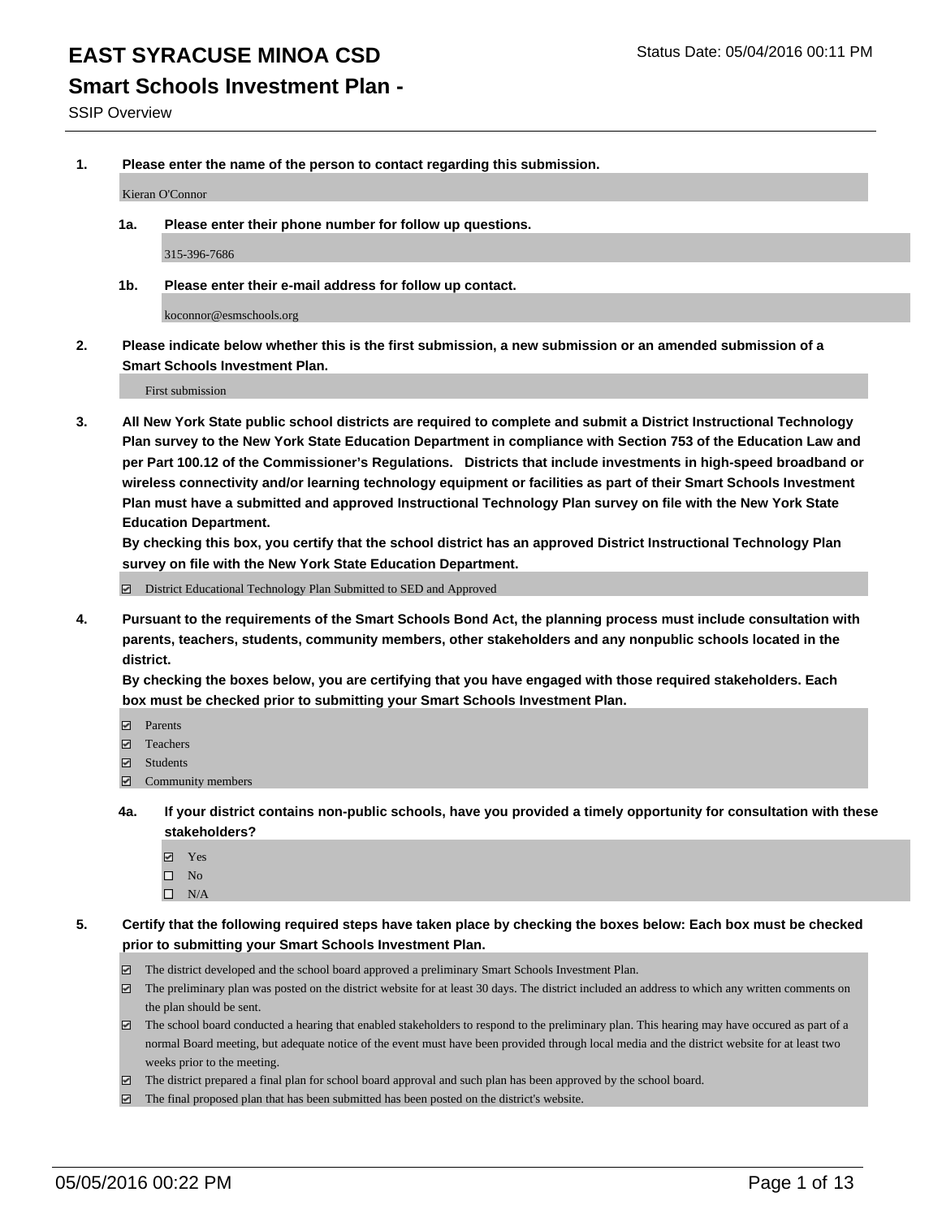# EAST SYRACUSE MINOA CSD

Status Date: 05/04/2016 00:11 PM

## Smart Schools Investment Plan -

SSIP Overview

**1. Please enter the name of the person to contact regarding this submission.**

Kieran O'Connor

**1a. Please enter their phone number for follow up questions.**

315-396-7686

**1b. Please enter their e-mail address for follow up contact.**

koconnor@esmschools.org

**2. Please indicate below whether this is the first submission, a new submission or an amended submission of a Smart Schools Investment Plan.**

First submission

**3. All New York State public school districts are required to complete and submit a District Instructional Technology Plan survey to the New York State Education Department in compliance with Section 753 of the Education Law and per Part 100.12 of the Commissioner's Regulations. Districts that include investments in high-speed broadband or wireless connectivity and/or learning technology equipment or facilities as part of their Smart Schools Investment Plan must have a submitted and approved Instructional Technology Plan survey on file with the New York State Education Department.**
**By checking this box, you certify that the school district has an approved District Instructional Technology Plan survey on file with the New York State Education Department.**

- [x] District Educational Technology Plan Submitted to SED and Approved

**4. Pursuant to the requirements of the Smart Schools Bond Act, the planning process must include consultation with parents, teachers, students, community members, other stakeholders and any nonpublic schools located in the district.**
**By checking the boxes below, you are certifying that you have engaged with those required stakeholders. Each box must be checked prior to submitting your Smart Schools Investment Plan.**

- [x] Parents
- [x] Teachers
- [x] Students
- [x] Community members

**4a. If your district contains non-public schools, have you provided a timely opportunity for consultation with these stakeholders?**

- [x] Yes
- [ ] No
- [ ] N/A

**5. Certify that the following required steps have taken place by checking the boxes below: Each box must be checked prior to submitting your Smart Schools Investment Plan.**

- [x] The district developed and the school board approved a preliminary Smart Schools Investment Plan.
- [x] The preliminary plan was posted on the district website for at least 30 days. The district included an address to which any written comments on the plan should be sent.
- [x] The school board conducted a hearing that enabled stakeholders to respond to the preliminary plan. This hearing may have occured as part of a normal Board meeting, but adequate notice of the event must have been provided through local media and the district website for at least two weeks prior to the meeting.
- [x] The district prepared a final plan for school board approval and such plan has been approved by the school board.
- [x] The final proposed plan that has been submitted has been posted on the district's website.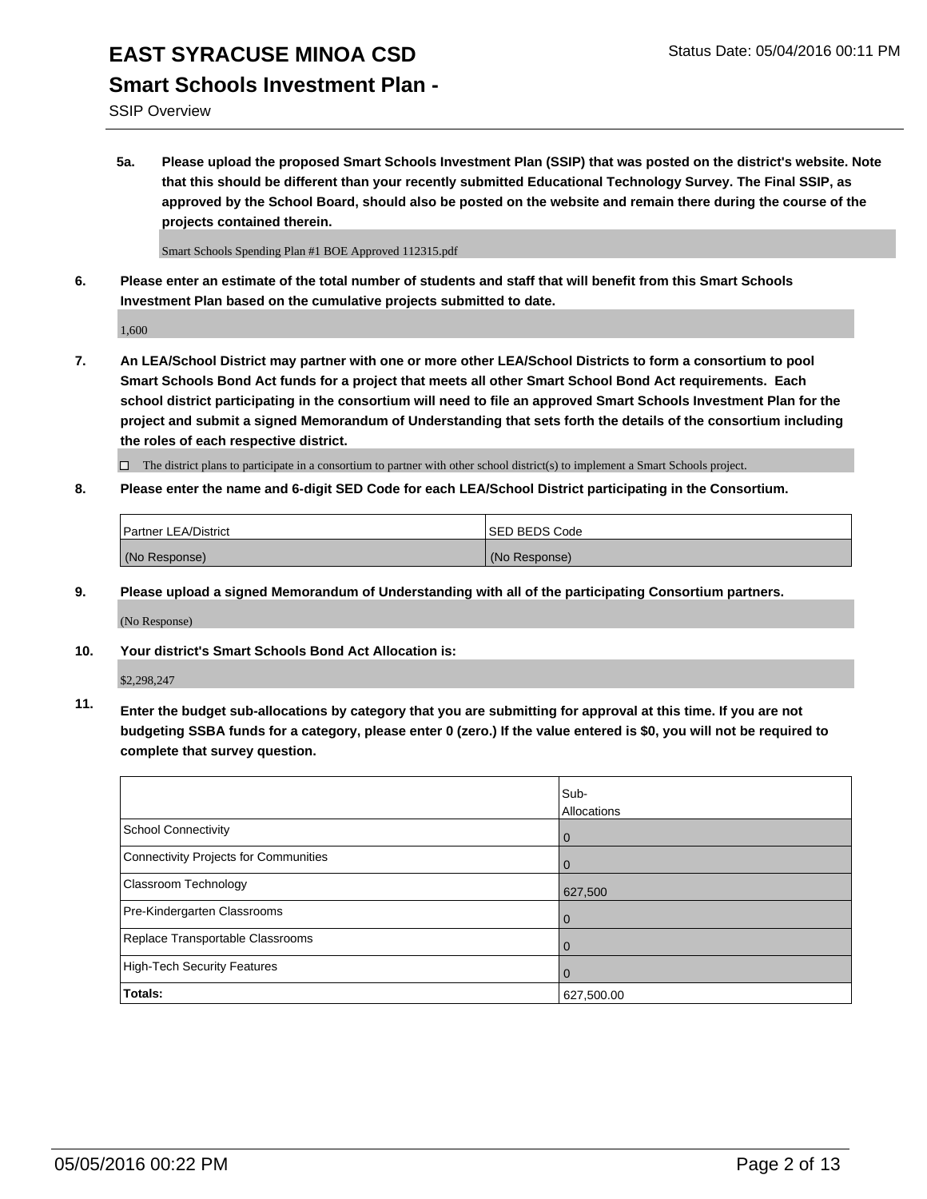# EAST SYRACUSE MINOA CSD

## Smart Schools Investment Plan -

SSIP Overview

**5a. Please upload the proposed Smart Schools Investment Plan (SSIP) that was posted on the district's website. Note that this should be different than your recently submitted Educational Technology Survey. The Final SSIP, as approved by the School Board, should also be posted on the website and remain there during the course of the projects contained therein.**

Smart Schools Spending Plan #1 BOE Approved 112315.pdf

**6. Please enter an estimate of the total number of students and staff that will benefit from this Smart Schools Investment Plan based on the cumulative projects submitted to date.**

1,600

**7. An LEA/School District may partner with one or more other LEA/School Districts to form a consortium to pool Smart Schools Bond Act funds for a project that meets all other Smart School Bond Act requirements. Each school district participating in the consortium will need to file an approved Smart Schools Investment Plan for the project and submit a signed Memorandum of Understanding that sets forth the details of the consortium including the roles of each respective district.**

☐ The district plans to participate in a consortium to partner with other school district(s) to implement a Smart Schools project.

**8. Please enter the name and 6-digit SED Code for each LEA/School District participating in the Consortium.**

| Partner LEA/District | SED BEDS Code |
| --- | --- |
| (No Response) | (No Response) |

**9. Please upload a signed Memorandum of Understanding with all of the participating Consortium partners.**

(No Response)

**10. Your district's Smart Schools Bond Act Allocation is:**

$2,298,247

**11. Enter the budget sub-allocations by category that you are submitting for approval at this time. If you are not budgeting SSBA funds for a category, please enter 0 (zero.) If the value entered is $0, you will not be required to complete that survey question.**

| | Sub-Allocations |
| --- | --- |
| School Connectivity | 0 |
| Connectivity Projects for Communities | 0 |
| Classroom Technology | 627,500 |
| Pre-Kindergarten Classrooms | 0 |
| Replace Transportable Classrooms | 0 |
| High-Tech Security Features | 0 |
| **Totals:** | 627,500.00 |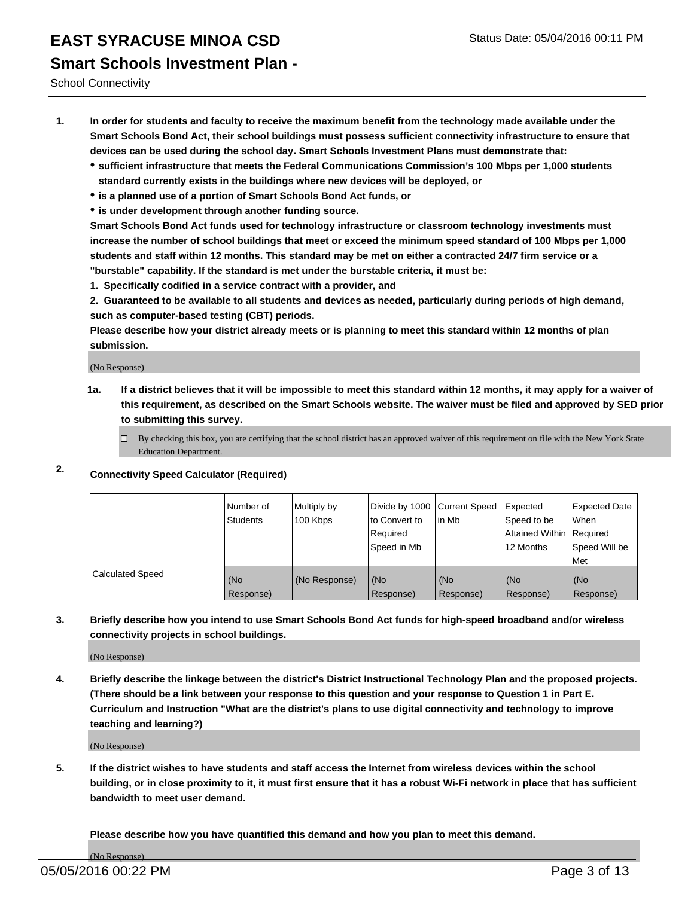# EAST SYRACUSE MINOA CSD

Status Date: 05/04/2016 00:11 PM

## Smart Schools Investment Plan -

School Connectivity

1. **In order for students and faculty to receive the maximum benefit from the technology made available under the Smart Schools Bond Act, their school buildings must possess sufficient connectivity infrastructure to ensure that devices can be used during the school day. Smart Schools Investment Plans must demonstrate that:**
   - **sufficient infrastructure that meets the Federal Communications Commission's 100 Mbps per 1,000 students standard currently exists in the buildings where new devices will be deployed, or**
   - **is a planned use of a portion of Smart Schools Bond Act funds, or**
   - **is under development through another funding source.**

   **Smart Schools Bond Act funds used for technology infrastructure or classroom technology investments must increase the number of school buildings that meet or exceed the minimum speed standard of 100 Mbps per 1,000 students and staff within 12 months. This standard may be met on either a contracted 24/7 firm service or a "burstable" capability. If the standard is met under the burstable criteria, it must be:**

   **1. Specifically codified in a service contract with a provider, and**

   **2. Guaranteed to be available to all students and devices as needed, particularly during periods of high demand, such as computer-based testing (CBT) periods.**

   **Please describe how your district already meets or is planning to meet this standard within 12 months of plan submission.**

   (No Response)

   **1a. If a district believes that it will be impossible to meet this standard within 12 months, it may apply for a waiver of this requirement, as described on the Smart Schools website. The waiver must be filed and approved by SED prior to submitting this survey.**

   ☐ By checking this box, you are certifying that the school district has an approved waiver of this requirement on file with the New York State Education Department.

2. **Connectivity Speed Calculator (Required)**

| | Number of Students | Multiply by 100 Kbps | Divide by 1000 to Convert to Required Speed in Mb | Current Speed in Mb | Expected Speed to be Attained Within 12 Months | Expected Date When Required Speed Will be Met |
|---|---|---|---|---|---|---|
| Calculated Speed | (No Response) | (No Response) | (No Response) | (No Response) | (No Response) | (No Response) |

3. **Briefly describe how you intend to use Smart Schools Bond Act funds for high-speed broadband and/or wireless connectivity projects in school buildings.**

   (No Response)

4. **Briefly describe the linkage between the district's District Instructional Technology Plan and the proposed projects. (There should be a link between your response to this question and your response to Question 1 in Part E. Curriculum and Instruction "What are the district's plans to use digital connectivity and technology to improve teaching and learning?)**

   (No Response)

5. **If the district wishes to have students and staff access the Internet from wireless devices within the school building, or in close proximity to it, it must first ensure that it has a robust Wi-Fi network in place that has sufficient bandwidth to meet user demand.**

   **Please describe how you have quantified this demand and how you plan to meet this demand.**

   (No Response)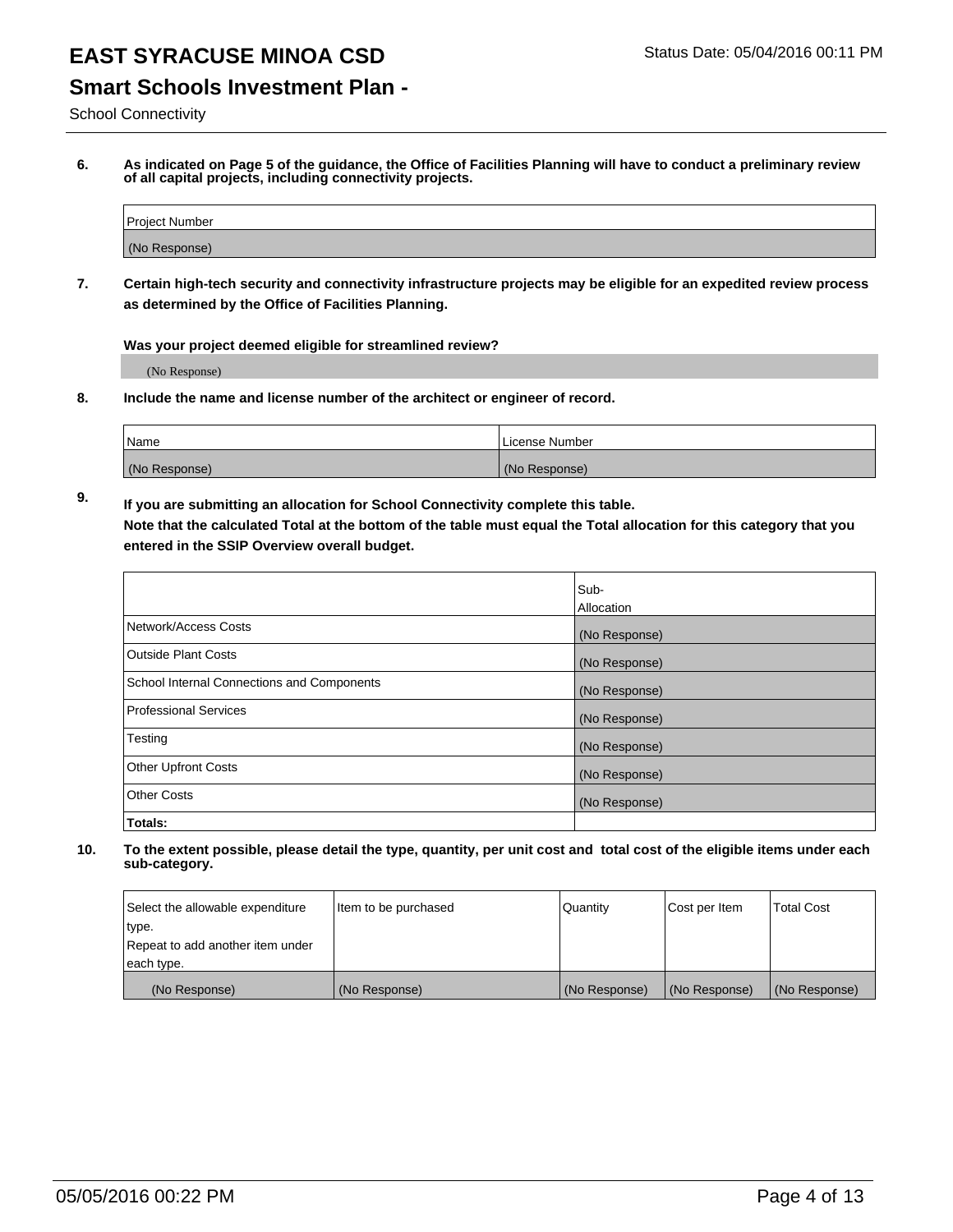# EAST SYRACUSE MINOA CSD

Status Date: 05/04/2016 00:11 PM

## Smart Schools Investment Plan -

School Connectivity

**6. As indicated on Page 5 of the guidance, the Office of Facilities Planning will have to conduct a preliminary review of all capital projects, including connectivity projects.**

| Project Number |
| --- |
| (No Response) |

**7. Certain high-tech security and connectivity infrastructure projects may be eligible for an expedited review process as determined by the Office of Facilities Planning.**

**Was your project deemed eligible for streamlined review?**

(No Response)

**8. Include the name and license number of the architect or engineer of record.**

| Name | License Number |
| --- | --- |
| (No Response) | (No Response) |

**9. If you are submitting an allocation for School Connectivity complete this table. Note that the calculated Total at the bottom of the table must equal the Total allocation for this category that you entered in the SSIP Overview overall budget.**

| | Sub-Allocation |
| --- | --- |
| Network/Access Costs | (No Response) |
| Outside Plant Costs | (No Response) |
| School Internal Connections and Components | (No Response) |
| Professional Services | (No Response) |
| Testing | (No Response) |
| Other Upfront Costs | (No Response) |
| Other Costs | (No Response) |
| **Totals:** | |

**10. To the extent possible, please detail the type, quantity, per unit cost and total cost of the eligible items under each sub-category.**

| Select the allowable expenditure type. Repeat to add another item under each type. | Item to be purchased | Quantity | Cost per Item | Total Cost |
| --- | --- | --- | --- | --- |
| (No Response) | (No Response) | (No Response) | (No Response) | (No Response) |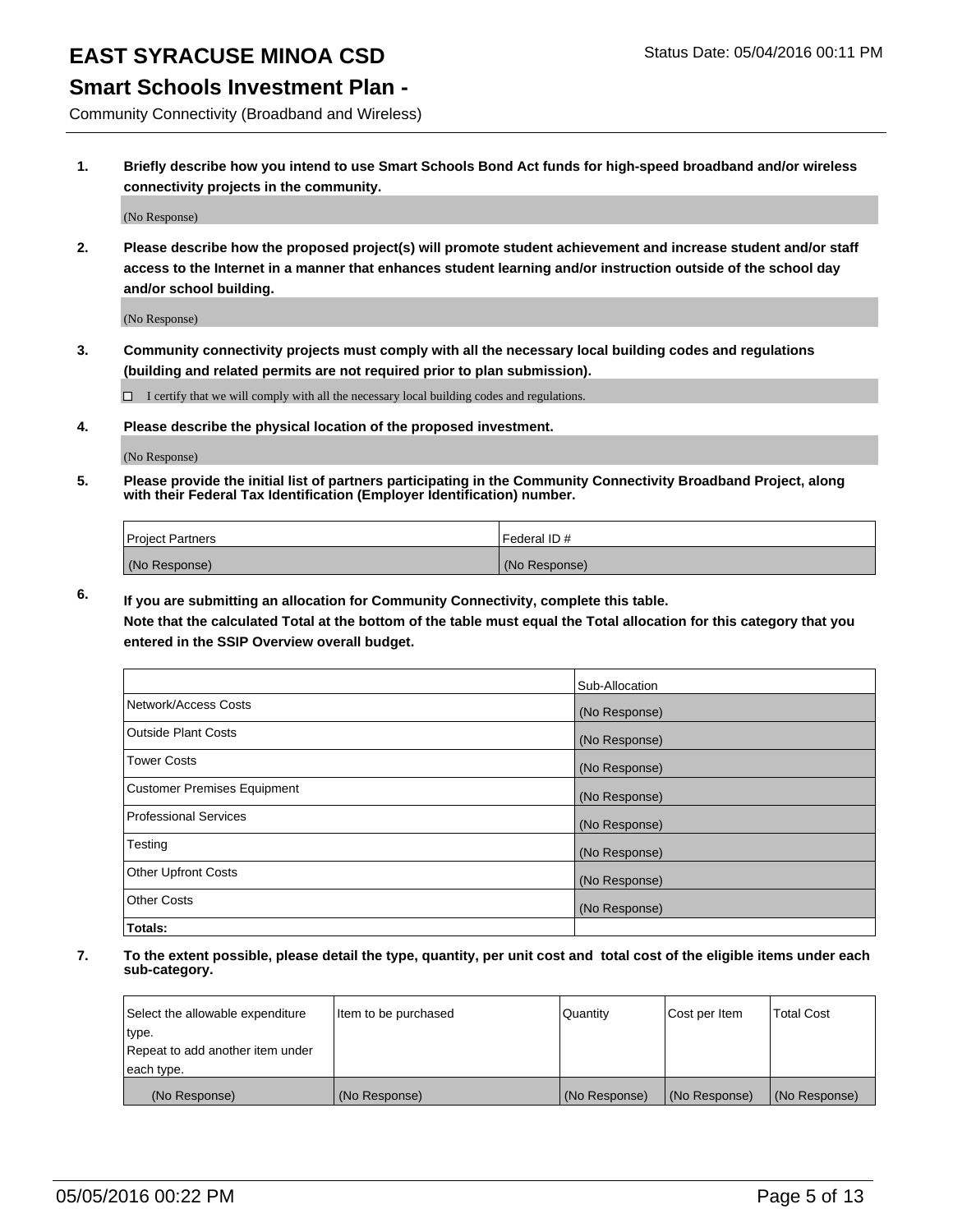# EAST SYRACUSE MINOA CSD

Status Date: 05/04/2016 00:11 PM

## Smart Schools Investment Plan -

Community Connectivity (Broadband and Wireless)

**1. Briefly describe how you intend to use Smart Schools Bond Act funds for high-speed broadband and/or wireless connectivity projects in the community.**

(No Response)

**2. Please describe how the proposed project(s) will promote student achievement and increase student and/or staff access to the Internet in a manner that enhances student learning and/or instruction outside of the school day and/or school building.**

(No Response)

**3. Community connectivity projects must comply with all the necessary local building codes and regulations (building and related permits are not required prior to plan submission).**

☐ I certify that we will comply with all the necessary local building codes and regulations.

**4. Please describe the physical location of the proposed investment.**

(No Response)

**5. Please provide the initial list of partners participating in the Community Connectivity Broadband Project, along with their Federal Tax Identification (Employer Identification) number.**

| Project Partners | Federal ID # |
|---|---|
| (No Response) | (No Response) |

**6. If you are submitting an allocation for Community Connectivity, complete this table.**
**Note that the calculated Total at the bottom of the table must equal the Total allocation for this category that you entered in the SSIP Overview overall budget.**

| | Sub-Allocation |
|---|---|
| Network/Access Costs | (No Response) |
| Outside Plant Costs | (No Response) |
| Tower Costs | (No Response) |
| Customer Premises Equipment | (No Response) |
| Professional Services | (No Response) |
| Testing | (No Response) |
| Other Upfront Costs | (No Response) |
| Other Costs | (No Response) |
| **Totals:** | |

**7. To the extent possible, please detail the type, quantity, per unit cost and total cost of the eligible items under each sub-category.**

| Select the allowable expenditure type. Repeat to add another item under each type. | Item to be purchased | Quantity | Cost per Item | Total Cost |
|---|---|---|---|---|
| (No Response) | (No Response) | (No Response) | (No Response) | (No Response) |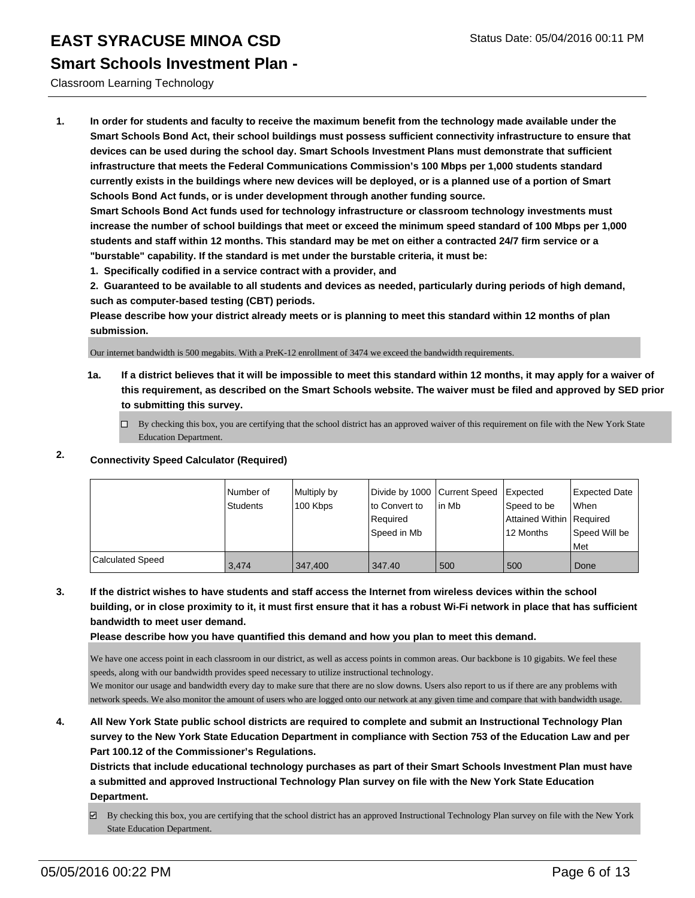# EAST SYRACUSE MINOA CSD

Status Date: 05/04/2016 00:11 PM

## Smart Schools Investment Plan -

Classroom Learning Technology

**1. In order for students and faculty to receive the maximum benefit from the technology made available under the Smart Schools Bond Act, their school buildings must possess sufficient connectivity infrastructure to ensure that devices can be used during the school day. Smart Schools Investment Plans must demonstrate that sufficient infrastructure that meets the Federal Communications Commission's 100 Mbps per 1,000 students standard currently exists in the buildings where new devices will be deployed, or is a planned use of a portion of Smart Schools Bond Act funds, or is under development through another funding source.**

**Smart Schools Bond Act funds used for technology infrastructure or classroom technology investments must increase the number of school buildings that meet or exceed the minimum speed standard of 100 Mbps per 1,000 students and staff within 12 months. This standard may be met on either a contracted 24/7 firm service or a "burstable" capability. If the standard is met under the burstable criteria, it must be:**

**1. Specifically codified in a service contract with a provider, and**

**2. Guaranteed to be available to all students and devices as needed, particularly during periods of high demand, such as computer-based testing (CBT) periods.**

**Please describe how your district already meets or is planning to meet this standard within 12 months of plan submission.**

Our internet bandwidth is 500 megabits. With a PreK-12 enrollment of 3474 we exceed the bandwidth requirements.

**1a. If a district believes that it will be impossible to meet this standard within 12 months, it may apply for a waiver of this requirement, as described on the Smart Schools website. The waiver must be filed and approved by SED prior to submitting this survey.**

☐ By checking this box, you are certifying that the school district has an approved waiver of this requirement on file with the New York State Education Department.

**2. Connectivity Speed Calculator (Required)**

| | Number of Students | Multiply by 100 Kbps | Divide by 1000 to Convert to Required Speed in Mb | Current Speed in Mb | Expected Speed to be Attained Within 12 Months | Expected Date When Required Speed Will be Met |
|---|---|---|---|---|---|---|
| Calculated Speed | 3,474 | 347,400 | 347.40 | 500 | 500 | Done |

**3. If the district wishes to have students and staff access the Internet from wireless devices within the school building, or in close proximity to it, it must first ensure that it has a robust Wi-Fi network in place that has sufficient bandwidth to meet user demand.**

**Please describe how you have quantified this demand and how you plan to meet this demand.**

We have one access point in each classroom in our district, as well as access points in common areas. Our backbone is 10 gigabits. We feel these speeds, along with our bandwidth provides speed necessary to utilize instructional technology.
We monitor our usage and bandwidth every day to make sure that there are no slow downs. Users also report to us if there are any problems with network speeds. We also monitor the amount of users who are logged onto our network at any given time and compare that with bandwidth usage.

**4. All New York State public school districts are required to complete and submit an Instructional Technology Plan survey to the New York State Education Department in compliance with Section 753 of the Education Law and per Part 100.12 of the Commissioner's Regulations.**

**Districts that include educational technology purchases as part of their Smart Schools Investment Plan must have a submitted and approved Instructional Technology Plan survey on file with the New York State Education Department.**

☑ By checking this box, you are certifying that the school district has an approved Instructional Technology Plan survey on file with the New York State Education Department.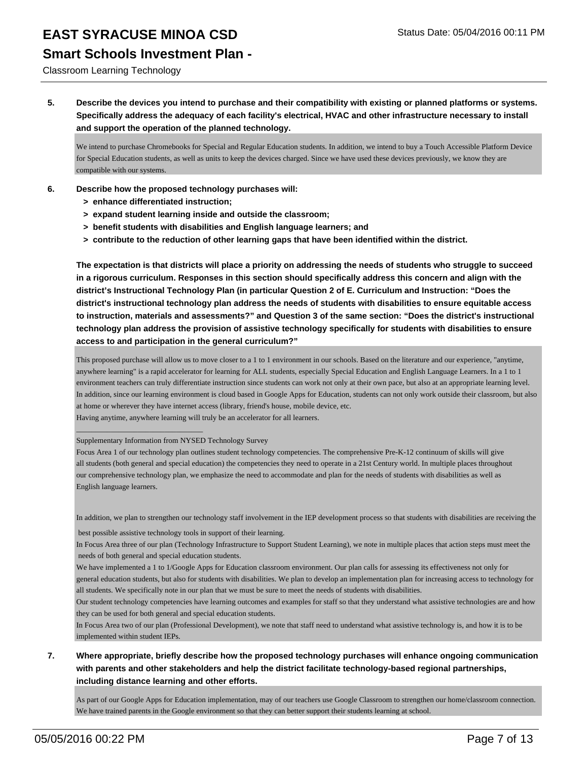**5. Describe the devices you intend to purchase and their compatibility with existing or planned platforms or systems. Specifically address the adequacy of each facility's electrical, HVAC and other infrastructure necessary to install and support the operation of the planned technology.**

We intend to purchase Chromebooks for Special and Regular Education students. In addition, we intend to buy a Touch Accessible Platform Device for Special Education students, as well as units to keep the devices charged. Since we have used these devices previously, we know they are compatible with our systems.

**6. Describe how the proposed technology purchases will:**

- **> enhance differentiated instruction;**
- **> expand student learning inside and outside the classroom;**
- **> benefit students with disabilities and English language learners; and**
- **> contribute to the reduction of other learning gaps that have been identified within the district.**

**The expectation is that districts will place a priority on addressing the needs of students who struggle to succeed in a rigorous curriculum. Responses in this section should specifically address this concern and align with the district's Instructional Technology Plan (in particular Question 2 of E. Curriculum and Instruction: "Does the district's instructional technology plan address the needs of students with disabilities to ensure equitable access to instruction, materials and assessments?" and Question 3 of the same section: "Does the district's instructional technology plan address the provision of assistive technology specifically for students with disabilities to ensure access to and participation in the general curriculum?"**

This proposed purchase will allow us to move closer to a 1 to 1 environment in our schools. Based on the literature and our experience, "anytime, anywhere learning" is a rapid accelerator for learning for ALL students, especially Special Education and English Language Learners. In a 1 to 1 environment teachers can truly differentiate instruction since students can work not only at their own pace, but also at an appropriate learning level. In addition, since our learning environment is cloud based in Google Apps for Education, students can not only work outside their classroom, but also at home or wherever they have internet access (library, friend's house, mobile device, etc.
Having anytime, anywhere learning will truly be an accelerator for all learners.

________________________________

Supplementary Information from NYSED Technology Survey

Focus Area 1 of our technology plan outlines student technology competencies. The comprehensive Pre-K-12 continuum of skills will give all students (both general and special education) the competencies they need to operate in a 21st Century world. In multiple places throughout our comprehensive technology plan, we emphasize the need to accommodate and plan for the needs of students with disabilities as well as English language learners.

In addition, we plan to strengthen our technology staff involvement in the IEP development process so that students with disabilities are receiving the best possible assistive technology tools in support of their learning.

In Focus Area three of our plan (Technology Infrastructure to Support Student Learning), we note in multiple places that action steps must meet the needs of both general and special education students.

We have implemented a 1 to 1/Google Apps for Education classroom environment. Our plan calls for assessing its effectiveness not only for general education students, but also for students with disabilities. We plan to develop an implementation plan for increasing access to technology for all students. We specifically note in our plan that we must be sure to meet the needs of students with disabilities.

Our student technology competencies have learning outcomes and examples for staff so that they understand what assistive technologies are and how they can be used for both general and special education students.

In Focus Area two of our plan (Professional Development), we note that staff need to understand what assistive technology is, and how it is to be implemented within student IEPs.

**7. Where appropriate, briefly describe how the proposed technology purchases will enhance ongoing communication with parents and other stakeholders and help the district facilitate technology-based regional partnerships, including distance learning and other efforts.**

As part of our Google Apps for Education implementation, may of our teachers use Google Classroom to strengthen our home/classroom connection. We have trained parents in the Google environment so that they can better support their students learning at school.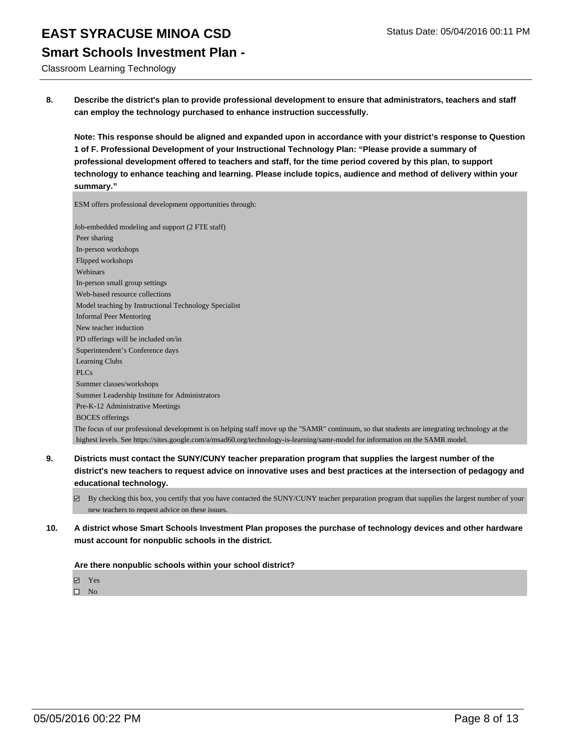**8. Describe the district's plan to provide professional development to ensure that administrators, teachers and staff can employ the technology purchased to enhance instruction successfully.**

**Note: This response should be aligned and expanded upon in accordance with your district's response to Question 1 of F. Professional Development of your Instructional Technology Plan: "Please provide a summary of professional development offered to teachers and staff, for the time period covered by this plan, to support technology to enhance teaching and learning. Please include topics, audience and method of delivery within your summary."**

ESM offers professional development opportunities through:

Job-embedded modeling and support (2 FTE staff)
Peer sharing
In-person workshops
Flipped workshops
Webinars
In-person small group settings
Web-based resource collections
Model teaching by Instructional Technology Specialist
Informal Peer Mentoring
New teacher induction
PD offerings will be included on/in
Superintendent's Conference days
Learning Clubs
PLCs
Summer classes/workshops
Summer Leadership Institute for Administrators
Pre-K-12 Administrative Meetings
BOCES offerings
The focus of our professional development is on helping staff move up the "SAMR" continuum, so that students are integrating technology at the highest levels. See https://sites.google.com/a/msad60.org/technology-is-learning/samr-model for information on the SAMR model.

**9. Districts must contact the SUNY/CUNY teacher preparation program that supplies the largest number of the district's new teachers to request advice on innovative uses and best practices at the intersection of pedagogy and educational technology.**

☑ By checking this box, you certify that you have contacted the SUNY/CUNY teacher preparation program that supplies the largest number of your new teachers to request advice on these issues.

**10. A district whose Smart Schools Investment Plan proposes the purchase of technology devices and other hardware must account for nonpublic schools in the district.**

**Are there nonpublic schools within your school district?**

☑ Yes
☐ No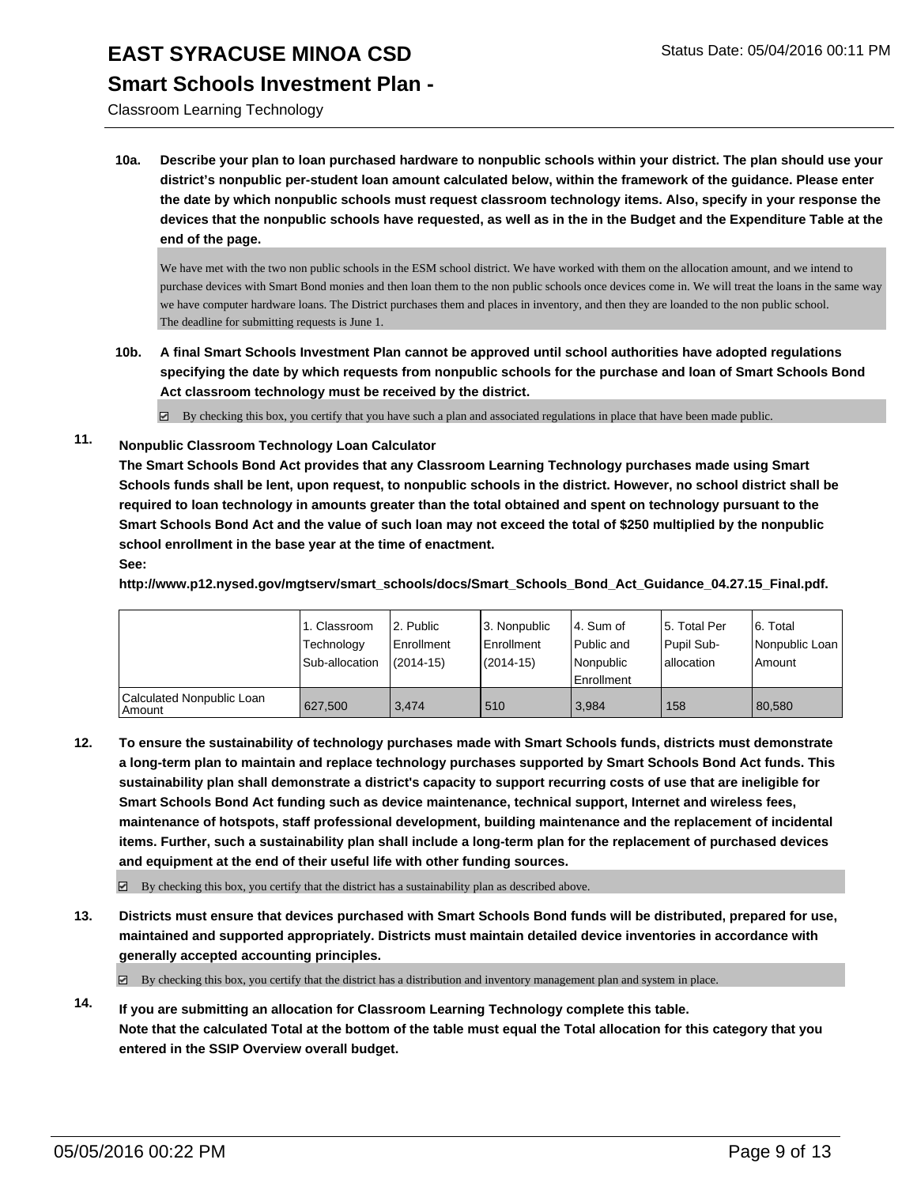# EAST SYRACUSE MINOA CSD

## Smart Schools Investment Plan -

Classroom Learning Technology

Status Date: 05/04/2016 00:11 PM

**10a. Describe your plan to loan purchased hardware to nonpublic schools within your district. The plan should use your district's nonpublic per-student loan amount calculated below, within the framework of the guidance. Please enter the date by which nonpublic schools must request classroom technology items. Also, specify in your response the devices that the nonpublic schools have requested, as well as in the in the Budget and the Expenditure Table at the end of the page.**

We have met with the two non public schools in the ESM school district. We have worked with them on the allocation amount, and we intend to purchase devices with Smart Bond monies and then loan them to the non public schools once devices come in. We will treat the loans in the same way we have computer hardware loans. The District purchases them and places in inventory, and then they are loanded to the non public school.
The deadline for submitting requests is June 1.

**10b. A final Smart Schools Investment Plan cannot be approved until school authorities have adopted regulations specifying the date by which requests from nonpublic schools for the purchase and loan of Smart Schools Bond Act classroom technology must be received by the district.**

☑ By checking this box, you certify that you have such a plan and associated regulations in place that have been made public.

**11. Nonpublic Classroom Technology Loan Calculator**
**The Smart Schools Bond Act provides that any Classroom Learning Technology purchases made using Smart Schools funds shall be lent, upon request, to nonpublic schools in the district. However, no school district shall be required to loan technology in amounts greater than the total obtained and spent on technology pursuant to the Smart Schools Bond Act and the value of such loan may not exceed the total of $250 multiplied by the nonpublic school enrollment in the base year at the time of enactment.**
**See:**
**http://www.p12.nysed.gov/mgtserv/smart_schools/docs/Smart_Schools_Bond_Act_Guidance_04.27.15_Final.pdf.**

| | 1. Classroom Technology Sub-allocation | 2. Public Enrollment (2014-15) | 3. Nonpublic Enrollment (2014-15) | 4. Sum of Public and Nonpublic Enrollment | 5. Total Per Pupil Sub-allocation | 6. Total Nonpublic Loan Amount |
|---|---|---|---|---|---|---|
| Calculated Nonpublic Loan Amount | 627,500 | 3,474 | 510 | 3,984 | 158 | 80,580 |

**12. To ensure the sustainability of technology purchases made with Smart Schools funds, districts must demonstrate a long-term plan to maintain and replace technology purchases supported by Smart Schools Bond Act funds. This sustainability plan shall demonstrate a district's capacity to support recurring costs of use that are ineligible for Smart Schools Bond Act funding such as device maintenance, technical support, Internet and wireless fees, maintenance of hotspots, staff professional development, building maintenance and the replacement of incidental items. Further, such a sustainability plan shall include a long-term plan for the replacement of purchased devices and equipment at the end of their useful life with other funding sources.**

☑ By checking this box, you certify that the district has a sustainability plan as described above.

**13. Districts must ensure that devices purchased with Smart Schools Bond funds will be distributed, prepared for use, maintained and supported appropriately. Districts must maintain detailed device inventories in accordance with generally accepted accounting principles.**

☑ By checking this box, you certify that the district has a distribution and inventory management plan and system in place.

**14. If you are submitting an allocation for Classroom Learning Technology complete this table.**
**Note that the calculated Total at the bottom of the table must equal the Total allocation for this category that you entered in the SSIP Overview overall budget.**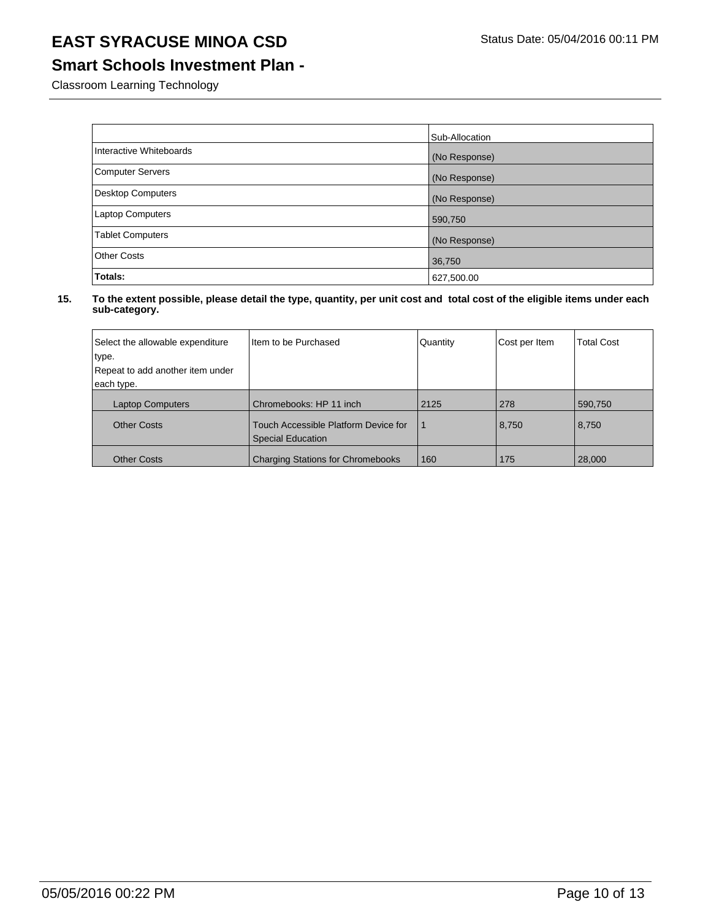# EAST SYRACUSE MINOA CSD

## Smart Schools Investment Plan -

Classroom Learning Technology

| | Sub-Allocation |
|---|---|
| Interactive Whiteboards | (No Response) |
| Computer Servers | (No Response) |
| Desktop Computers | (No Response) |
| Laptop Computers | 590,750 |
| Tablet Computers | (No Response) |
| Other Costs | 36,750 |
| **Totals:** | 627,500.00 |

**15. To the extent possible, please detail the type, quantity, per unit cost and total cost of the eligible items under each sub-category.**

| Select the allowable expenditure type. Repeat to add another item under each type. | Item to be Purchased | Quantity | Cost per Item | Total Cost |
|---|---|---|---|---|
| Laptop Computers | Chromebooks: HP 11 inch | 2125 | 278 | 590,750 |
| Other Costs | Touch Accessible Platform Device for Special Education | 1 | 8,750 | 8,750 |
| Other Costs | Charging Stations for Chromebooks | 160 | 175 | 28,000 |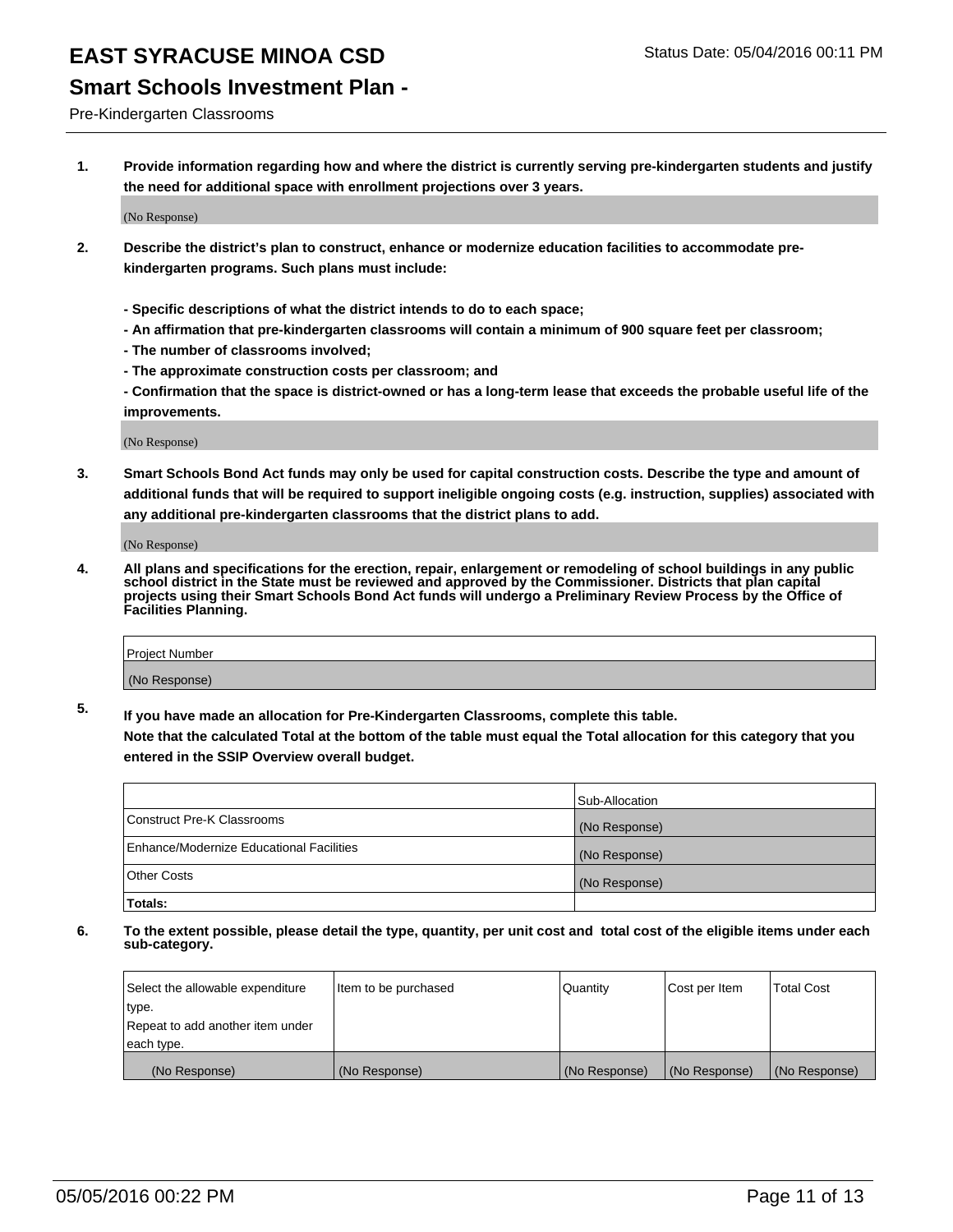# EAST SYRACUSE MINOA CSD

Status Date: 05/04/2016 00:11 PM

## Smart Schools Investment Plan -

Pre-Kindergarten Classrooms

**1. Provide information regarding how and where the district is currently serving pre-kindergarten students and justify the need for additional space with enrollment projections over 3 years.**

(No Response)

**2. Describe the district's plan to construct, enhance or modernize education facilities to accommodate pre-kindergarten programs. Such plans must include:**

**- Specific descriptions of what the district intends to do to each space;**
**- An affirmation that pre-kindergarten classrooms will contain a minimum of 900 square feet per classroom;**
**- The number of classrooms involved;**
**- The approximate construction costs per classroom; and**
**- Confirmation that the space is district-owned or has a long-term lease that exceeds the probable useful life of the improvements.**

(No Response)

**3. Smart Schools Bond Act funds may only be used for capital construction costs. Describe the type and amount of additional funds that will be required to support ineligible ongoing costs (e.g. instruction, supplies) associated with any additional pre-kindergarten classrooms that the district plans to add.**

(No Response)

**4. All plans and specifications for the erection, repair, enlargement or remodeling of school buildings in any public school district in the State must be reviewed and approved by the Commissioner. Districts that plan capital projects using their Smart Schools Bond Act funds will undergo a Preliminary Review Process by the Office of Facilities Planning.**

| Project Number |
|---|
| (No Response) |

**5. If you have made an allocation for Pre-Kindergarten Classrooms, complete this table. Note that the calculated Total at the bottom of the table must equal the Total allocation for this category that you entered in the SSIP Overview overall budget.**

| | Sub-Allocation |
|---|---|
| Construct Pre-K Classrooms | (No Response) |
| Enhance/Modernize Educational Facilities | (No Response) |
| Other Costs | (No Response) |
| **Totals:** | |

**6. To the extent possible, please detail the type, quantity, per unit cost and total cost of the eligible items under each sub-category.**

| Select the allowable expenditure type. Repeat to add another item under each type. | Item to be purchased | Quantity | Cost per Item | Total Cost |
|---|---|---|---|---|
| (No Response) | (No Response) | (No Response) | (No Response) | (No Response) |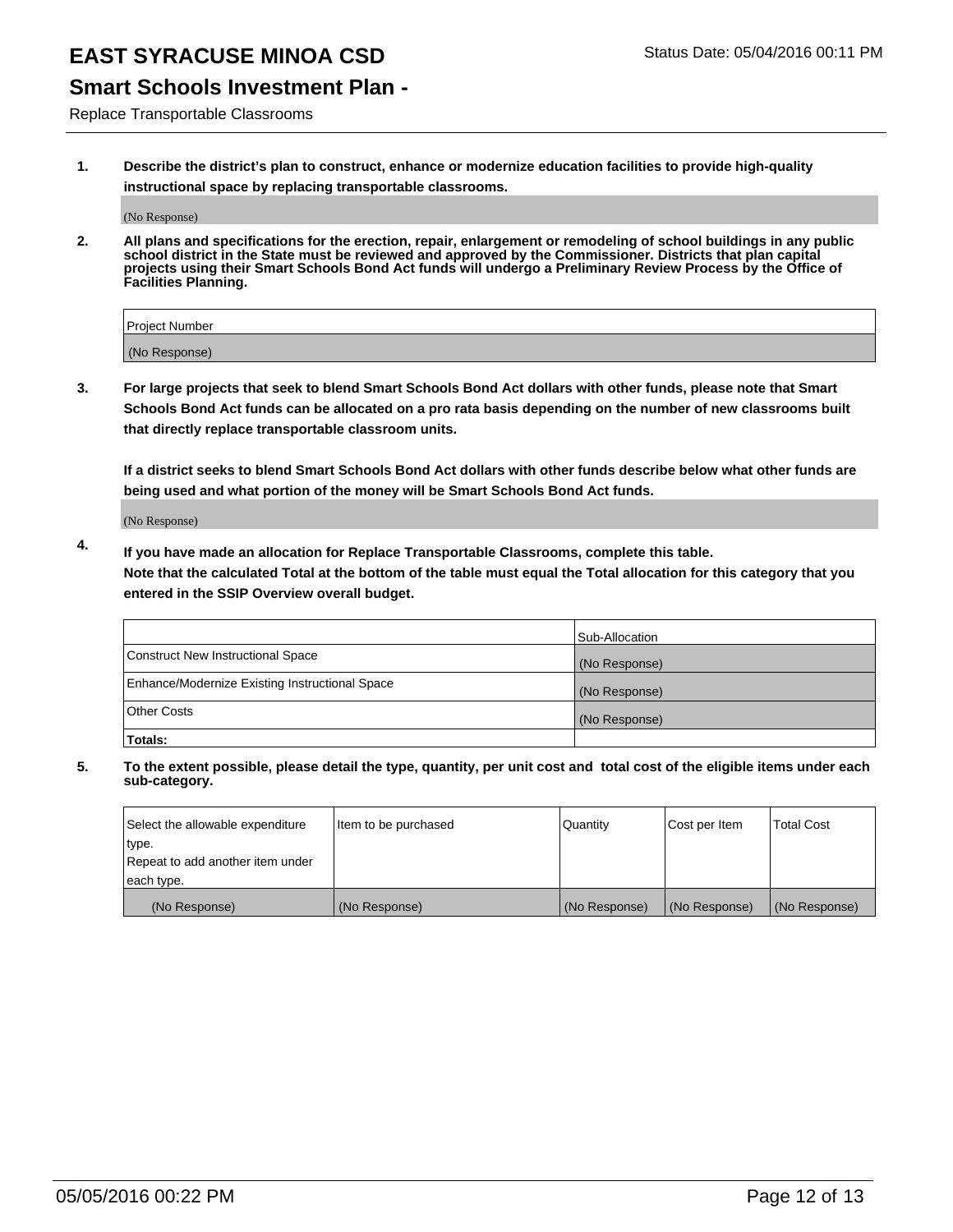# EAST SYRACUSE MINOA CSD

Status Date: 05/04/2016 00:11 PM

## Smart Schools Investment Plan -

Replace Transportable Classrooms

**1. Describe the district's plan to construct, enhance or modernize education facilities to provide high-quality instructional space by replacing transportable classrooms.**

(No Response)

**2. All plans and specifications for the erection, repair, enlargement or remodeling of school buildings in any public school district in the State must be reviewed and approved by the Commissioner. Districts that plan capital projects using their Smart Schools Bond Act funds will undergo a Preliminary Review Process by the Office of Facilities Planning.**

| Project Number |
| --- |
| (No Response) |

**3. For large projects that seek to blend Smart Schools Bond Act dollars with other funds, please note that Smart Schools Bond Act funds can be allocated on a pro rata basis depending on the number of new classrooms built that directly replace transportable classroom units.**

**If a district seeks to blend Smart Schools Bond Act dollars with other funds describe below what other funds are being used and what portion of the money will be Smart Schools Bond Act funds.**

(No Response)

**4. If you have made an allocation for Replace Transportable Classrooms, complete this table. Note that the calculated Total at the bottom of the table must equal the Total allocation for this category that you entered in the SSIP Overview overall budget.**

| | Sub-Allocation |
| --- | --- |
| Construct New Instructional Space | (No Response) |
| Enhance/Modernize Existing Instructional Space | (No Response) |
| Other Costs | (No Response) |
| **Totals:** | |

**5. To the extent possible, please detail the type, quantity, per unit cost and total cost of the eligible items under each sub-category.**

| Select the allowable expenditure type. Repeat to add another item under each type. | Item to be purchased | Quantity | Cost per Item | Total Cost |
| --- | --- | --- | --- | --- |
| (No Response) | (No Response) | (No Response) | (No Response) | (No Response) |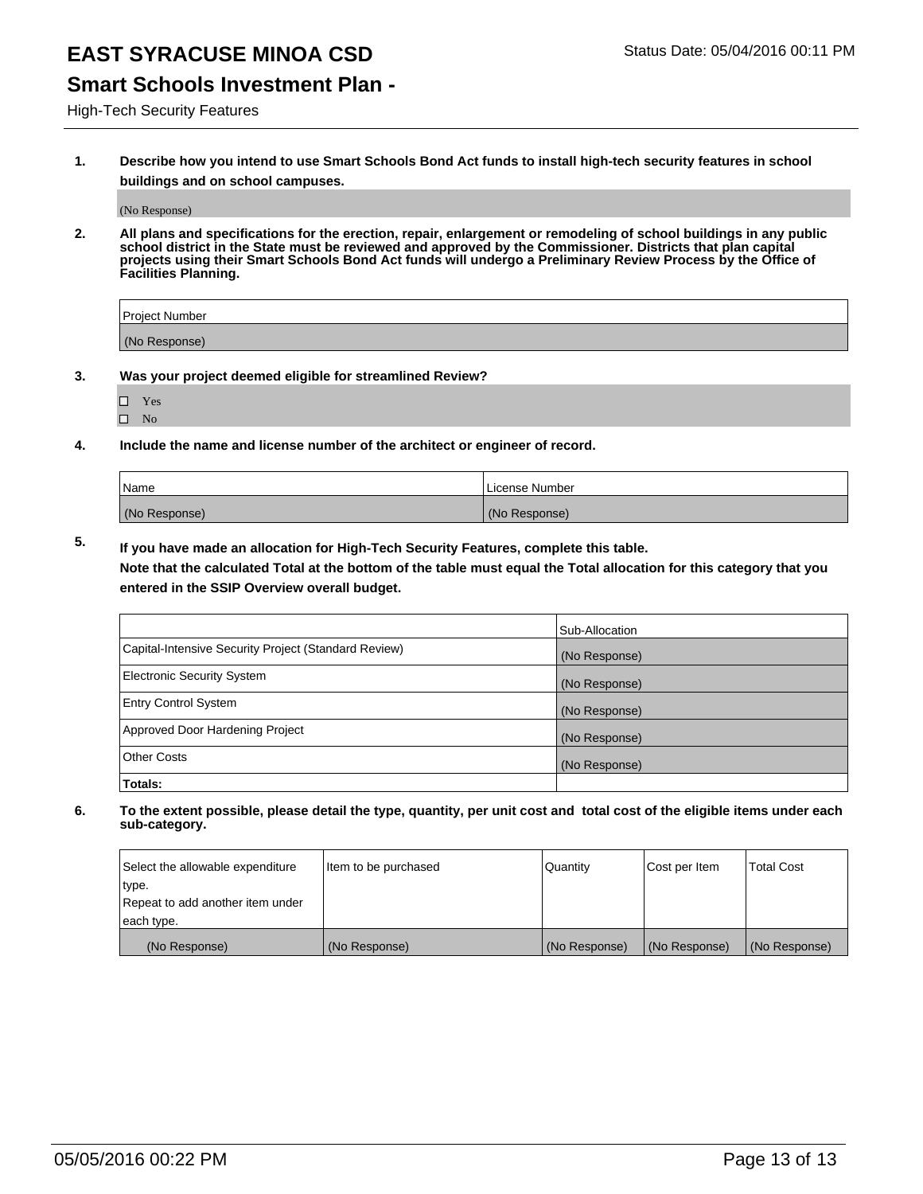# EAST SYRACUSE MINOA CSD

Status Date: 05/04/2016 00:11 PM

## Smart Schools Investment Plan -

High-Tech Security Features

**1. Describe how you intend to use Smart Schools Bond Act funds to install high-tech security features in school buildings and on school campuses.**

(No Response)

**2. All plans and specifications for the erection, repair, enlargement or remodeling of school buildings in any public school district in the State must be reviewed and approved by the Commissioner. Districts that plan capital projects using their Smart Schools Bond Act funds will undergo a Preliminary Review Process by the Office of Facilities Planning.**

| Project Number |
| --- |
| (No Response) |

**3. Was your project deemed eligible for streamlined Review?**

☐ Yes
☐ No

**4. Include the name and license number of the architect or engineer of record.**

| Name | License Number |
| --- | --- |
| (No Response) | (No Response) |

**5. If you have made an allocation for High-Tech Security Features, complete this table.**
**Note that the calculated Total at the bottom of the table must equal the Total allocation for this category that you entered in the SSIP Overview overall budget.**

| | Sub-Allocation |
| --- | --- |
| Capital-Intensive Security Project (Standard Review) | (No Response) |
| Electronic Security System | (No Response) |
| Entry Control System | (No Response) |
| Approved Door Hardening Project | (No Response) |
| Other Costs | (No Response) |
| **Totals:** | |

**6. To the extent possible, please detail the type, quantity, per unit cost and total cost of the eligible items under each sub-category.**

| Select the allowable expenditure type. Repeat to add another item under each type. | Item to be purchased | Quantity | Cost per Item | Total Cost |
| --- | --- | --- | --- | --- |
| (No Response) | (No Response) | (No Response) | (No Response) | (No Response) |